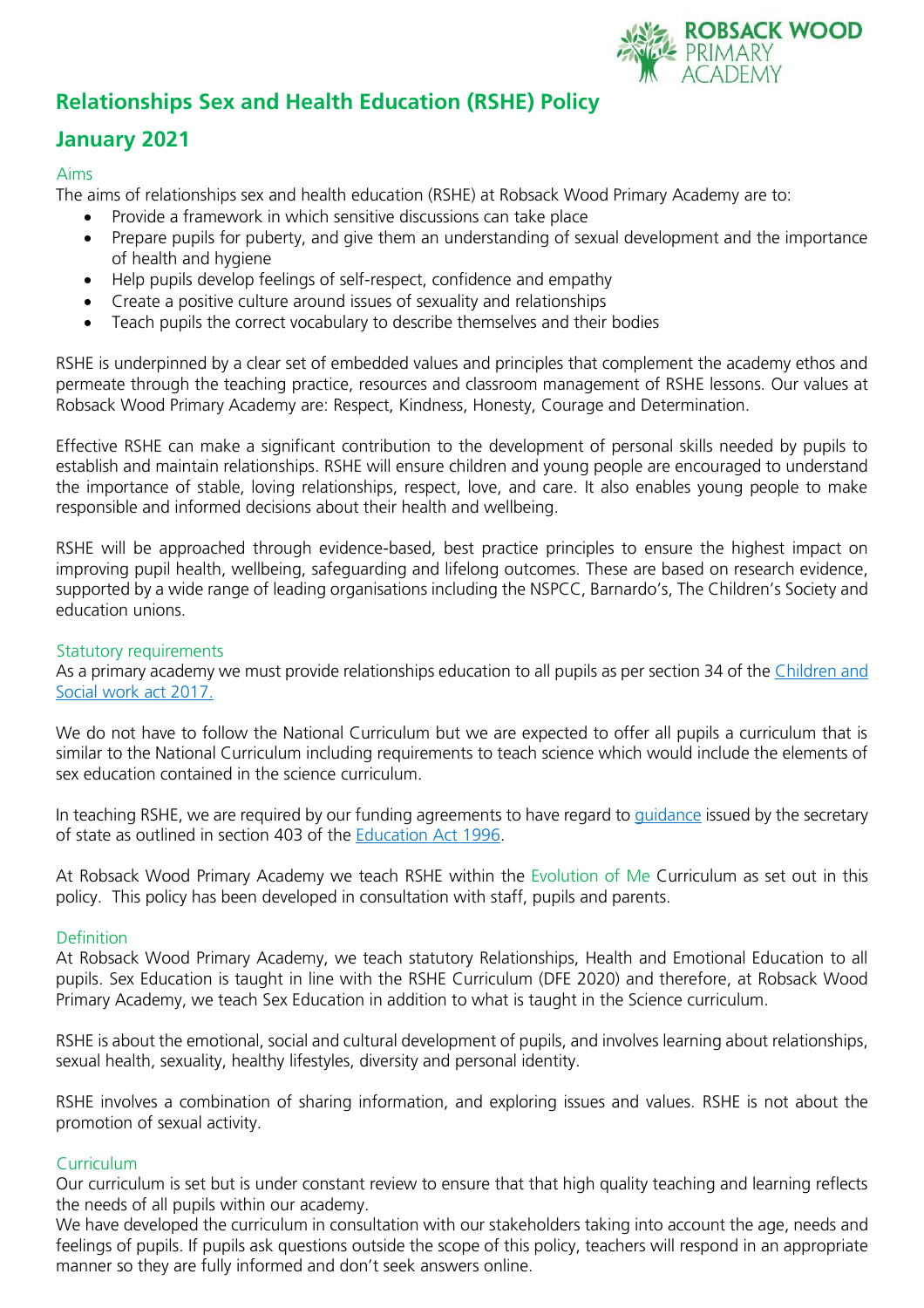# Relationships Sex and Health Education (RSHE) Policy

# January 2021

## Aims

The aims of relationships sex and health education (RSHE) at Robsack Wood Primary Academy are to:

- Provide a framework in which sensitive discussions can take place
- Prepare pupils for puberty, and give them an understanding of sexual development and the importance of health and hygiene
- Help pupils develop feelings of self-respect, confidence and empathy
- Create a positive culture around issues of sexuality and relationships
- Teach pupils the correct vocabulary to describe themselves and their bodies

RSHE is underpinned by a clear set of embedded values and principles that complement the academy ethos and permeate through the teaching practice, resources and classroom management of RSHE lessons. Our values at Robsack Wood Primary Academy are: Respect, Kindness, Honesty, Courage and Determination.

Effective RSHE can make a significant contribution to the development of personal skills needed by pupils to establish and maintain relationships. RSHE will ensure children and young people are encouraged to understand the importance of stable, loving relationships, respect, love, and care. It also enables young people to make responsible and informed decisions about their health and wellbeing.

RSHE will be approached through evidence-based, best practice principles to ensure the highest impact on improving pupil health, wellbeing, safeguarding and lifelong outcomes. These are based on research evidence, supported by a wide range of leading organisations including the NSPCC, Barnardo's, The Children's Society and education unions.

## Statutory requirements

As a primary academy we must provide relationships education to all pupils as per section 34 of the Children and Social work act 2017.

We do not have to follow the National Curriculum but we are expected to offer all pupils a curriculum that is similar to the National Curriculum including requirements to teach science which would include the elements of sex education contained in the science curriculum.

In teaching RSHE, we are required by our funding agreements to have regard to guidance issued by the secretary of state as outlined in section 403 of the Education Act 1996.

At Robsack Wood Primary Academy we teach RSHE within the Evolution of Me Curriculum as set out in this policy. This policy has been developed in consultation with staff, pupils and parents.

## Definition

At Robsack Wood Primary Academy, we teach statutory Relationships, Health and Emotional Education to all pupils. Sex Education is taught in line with the RSHE Curriculum (DFE 2020) and therefore, at Robsack Wood Primary Academy, we teach Sex Education in addition to what is taught in the Science curriculum.

RSHE is about the emotional, social and cultural development of pupils, and involves learning about relationships, sexual health, sexuality, healthy lifestyles, diversity and personal identity.

RSHE involves a combination of sharing information, and exploring issues and values. RSHE is not about the promotion of sexual activity.

## Curriculum

Our curriculum is set but is under constant review to ensure that that high quality teaching and learning reflects the needs of all pupils within our academy.

We have developed the curriculum in consultation with our stakeholders taking into account the age, needs and feelings of pupils. If pupils ask questions outside the scope of this policy, teachers will respond in an appropriate manner so they are fully informed and don't seek answers online.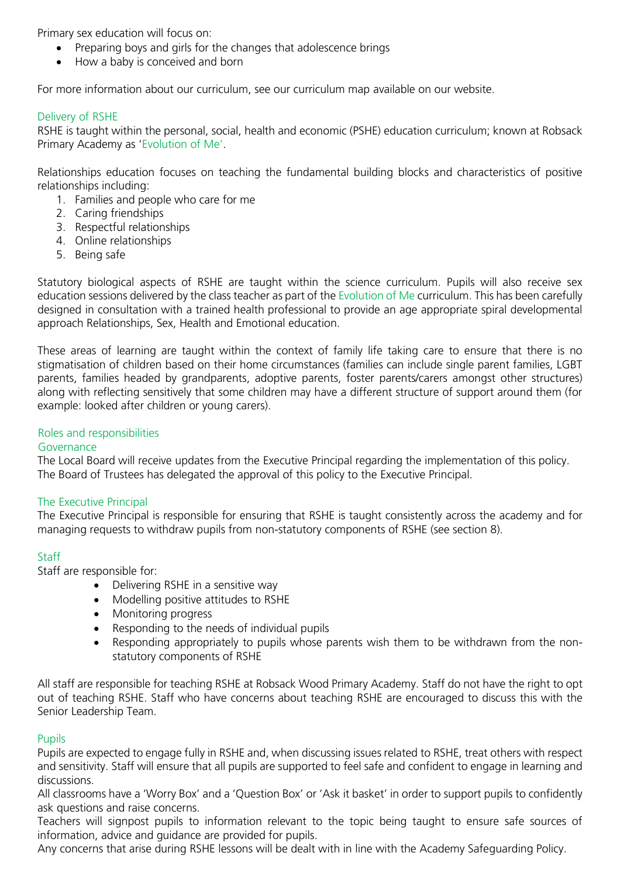Primary sex education will focus on:

- Preparing boys and girls for the changes that adolescence brings
- How a baby is conceived and born

For more information about our curriculum, see our curriculum map available on our website.

## Delivery of RSHE

RSHE is taught within the personal, social, health and economic (PSHE) education curriculum; known at Robsack Primary Academy as 'Evolution of Me'.

Relationships education focuses on teaching the fundamental building blocks and characteristics of positive relationships including:

1. Families and people who care for me
2. Caring friendships
3. Respectful relationships
4. Online relationships
5. Being safe

Statutory biological aspects of RSHE are taught within the science curriculum. Pupils will also receive sex education sessions delivered by the class teacher as part of the Evolution of Me curriculum. This has been carefully designed in consultation with a trained health professional to provide an age appropriate spiral developmental approach Relationships, Sex, Health and Emotional education.

These areas of learning are taught within the context of family life taking care to ensure that there is no stigmatisation of children based on their home circumstances (families can include single parent families, LGBT parents, families headed by grandparents, adoptive parents, foster parents/carers amongst other structures) along with reflecting sensitively that some children may have a different structure of support around them (for example: looked after children or young carers).

## Roles and responsibilities

### Governance

The Local Board will receive updates from the Executive Principal regarding the implementation of this policy. The Board of Trustees has delegated the approval of this policy to the Executive Principal.

### The Executive Principal

The Executive Principal is responsible for ensuring that RSHE is taught consistently across the academy and for managing requests to withdraw pupils from non-statutory components of RSHE (see section 8).

### Staff

Staff are responsible for:

- Delivering RSHE in a sensitive way
- Modelling positive attitudes to RSHE
- Monitoring progress
- Responding to the needs of individual pupils
- Responding appropriately to pupils whose parents wish them to be withdrawn from the non-statutory components of RSHE

All staff are responsible for teaching RSHE at Robsack Wood Primary Academy. Staff do not have the right to opt out of teaching RSHE. Staff who have concerns about teaching RSHE are encouraged to discuss this with the Senior Leadership Team.

### Pupils

Pupils are expected to engage fully in RSHE and, when discussing issues related to RSHE, treat others with respect and sensitivity. Staff will ensure that all pupils are supported to feel safe and confident to engage in learning and discussions.

All classrooms have a 'Worry Box' and a 'Question Box' or 'Ask it basket' in order to support pupils to confidently ask questions and raise concerns.

Teachers will signpost pupils to information relevant to the topic being taught to ensure safe sources of information, advice and guidance are provided for pupils.

Any concerns that arise during RSHE lessons will be dealt with in line with the Academy Safeguarding Policy.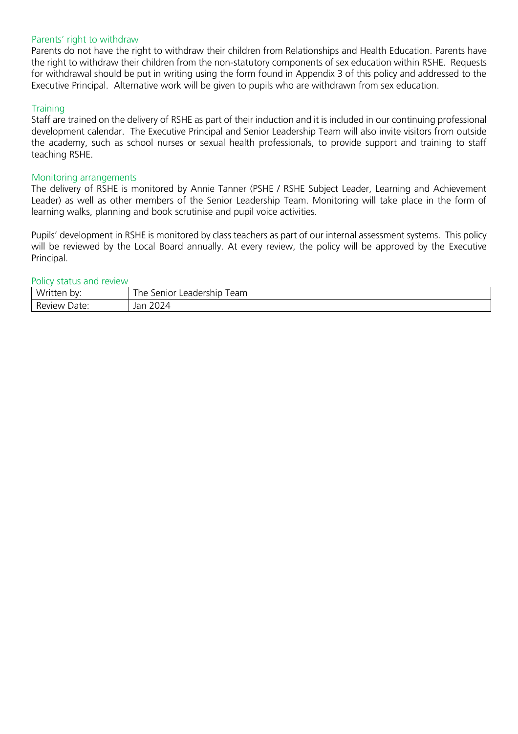## Parents' right to withdraw

Parents do not have the right to withdraw their children from Relationships and Health Education. Parents have the right to withdraw their children from the non-statutory components of sex education within RSHE. Requests for withdrawal should be put in writing using the form found in Appendix 3 of this policy and addressed to the Executive Principal. Alternative work will be given to pupils who are withdrawn from sex education.

## Training

Staff are trained on the delivery of RSHE as part of their induction and it is included in our continuing professional development calendar. The Executive Principal and Senior Leadership Team will also invite visitors from outside the academy, such as school nurses or sexual health professionals, to provide support and training to staff teaching RSHE.

## Monitoring arrangements

The delivery of RSHE is monitored by Annie Tanner (PSHE / RSHE Subject Leader, Learning and Achievement Leader) as well as other members of the Senior Leadership Team. Monitoring will take place in the form of learning walks, planning and book scrutinise and pupil voice activities.

Pupils' development in RSHE is monitored by class teachers as part of our internal assessment systems. This policy will be reviewed by the Local Board annually. At every review, the policy will be approved by the Executive Principal.

## Policy status and review

| Written by: | The Senior Leadership Team |
|---|---|
| Review Date: | Jan 2024 |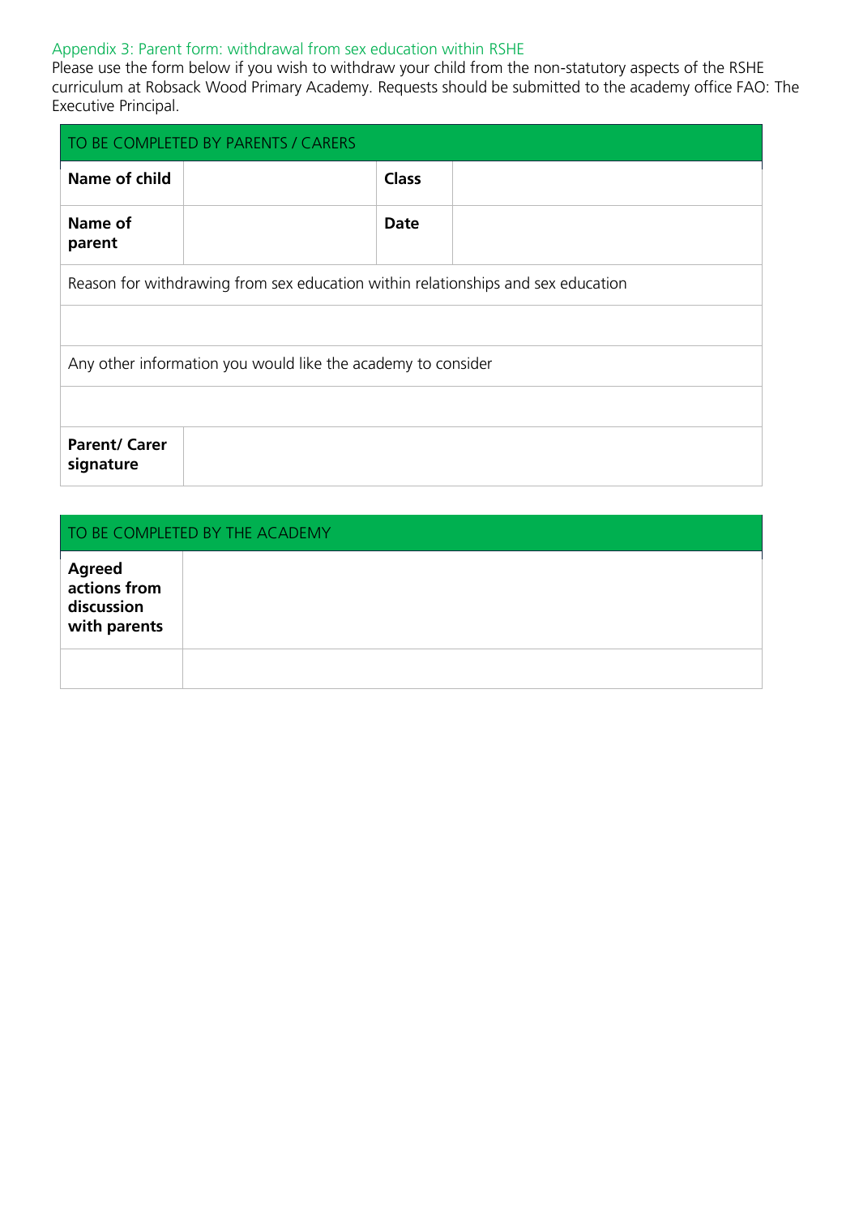### Appendix 3: Parent form: withdrawal from sex education within RSHE

Please use the form below if you wish to withdraw your child from the non-statutory aspects of the RSHE curriculum at Robsack Wood Primary Academy. Requests should be submitted to the academy office FAO: The Executive Principal.

| TO BE COMPLETED BY PARENTS / CARERS | | | |
|---|---|---|---|
| **Name of child** | | **Class** | |
| **Name of parent** | | **Date** | |
| Reason for withdrawing from sex education within relationships and sex education | | | |
| | | | |
| Any other information you would like the academy to consider | | | |
| | | | |
| **Parent/ Carer signature** | | | |

| TO BE COMPLETED BY THE ACADEMY | |
|---|---|
| **Agreed actions from discussion with parents** | |
| | |